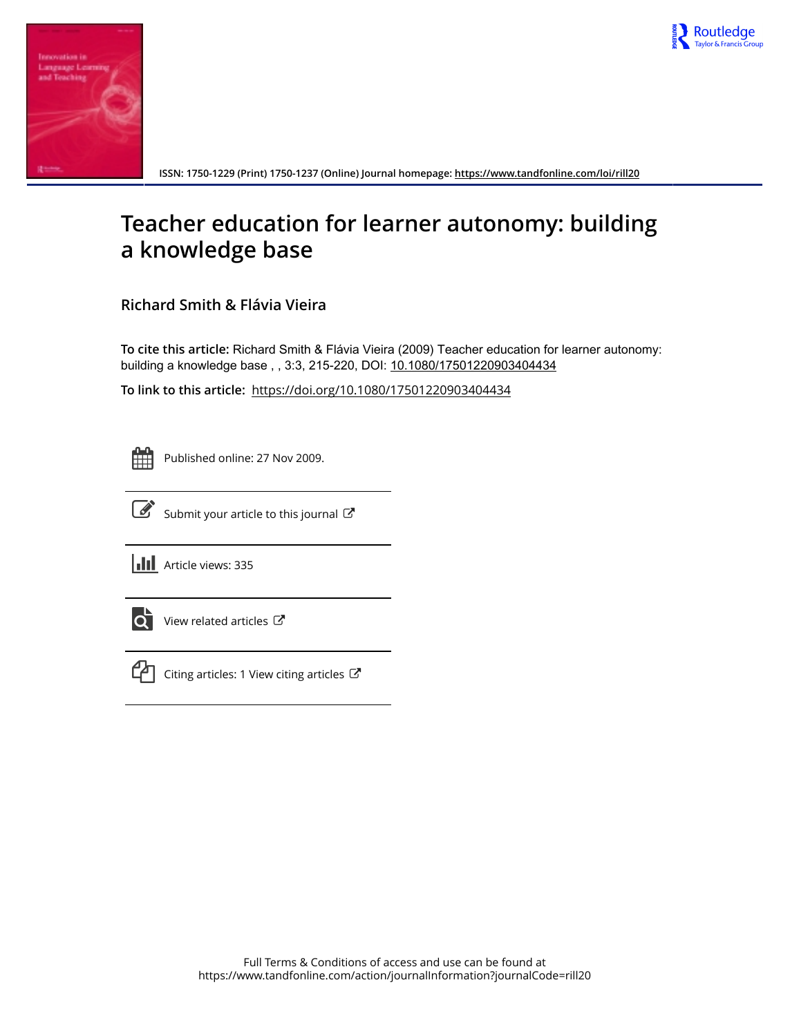ISSN: 1750-1229 (Print) 1750-1237 (Online) Journal homepage: https://www.tandfonline.com/loi/rill20

# Teacher education for learner autonomy: building a knowledge base

## Richard Smith & Flávia Vieira

**To cite this article:** Richard Smith & Flávia Vieira (2009) Teacher education for learner autonomy: building a knowledge base , , 3:3, 215-220, DOI: 10.1080/17501220903404434

**To link to this article:** https://doi.org/10.1080/17501220903404434

Published online: 27 Nov 2009.

Submit your article to this journal

Article views: 335

View related articles

Citing articles: 1 View citing articles

Full Terms & Conditions of access and use can be found at
https://www.tandfonline.com/action/journalInformation?journalCode=rill20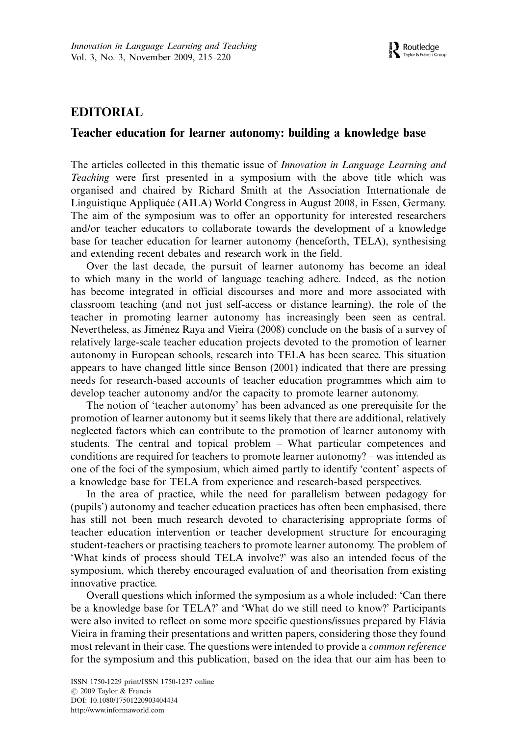# EDITORIAL

## Teacher education for learner autonomy: building a knowledge base

The articles collected in this thematic issue of *Innovation in Language Learning and Teaching* were first presented in a symposium with the above title which was organised and chaired by Richard Smith at the Association Internationale de Linguistique Appliquée (AILA) World Congress in August 2008, in Essen, Germany. The aim of the symposium was to offer an opportunity for interested researchers and/or teacher educators to collaborate towards the development of a knowledge base for teacher education for learner autonomy (henceforth, TELA), synthesising and extending recent debates and research work in the field.

Over the last decade, the pursuit of learner autonomy has become an ideal to which many in the world of language teaching adhere. Indeed, as the notion has become integrated in official discourses and more and more associated with classroom teaching (and not just self-access or distance learning), the role of the teacher in promoting learner autonomy has increasingly been seen as central. Nevertheless, as Jiménez Raya and Vieira (2008) conclude on the basis of a survey of relatively large-scale teacher education projects devoted to the promotion of learner autonomy in European schools, research into TELA has been scarce. This situation appears to have changed little since Benson (2001) indicated that there are pressing needs for research-based accounts of teacher education programmes which aim to develop teacher autonomy and/or the capacity to promote learner autonomy.

The notion of 'teacher autonomy' has been advanced as one prerequisite for the promotion of learner autonomy but it seems likely that there are additional, relatively neglected factors which can contribute to the promotion of learner autonomy with students. The central and topical problem – What particular competences and conditions are required for teachers to promote learner autonomy? – was intended as one of the foci of the symposium, which aimed partly to identify 'content' aspects of a knowledge base for TELA from experience and research-based perspectives.

In the area of practice, while the need for parallelism between pedagogy for (pupils') autonomy and teacher education practices has often been emphasised, there has still not been much research devoted to characterising appropriate forms of teacher education intervention or teacher development structure for encouraging student-teachers or practising teachers to promote learner autonomy. The problem of 'What kinds of process should TELA involve?' was also an intended focus of the symposium, which thereby encouraged evaluation of and theorisation from existing innovative practice.

Overall questions which informed the symposium as a whole included: 'Can there be a knowledge base for TELA?' and 'What do we still need to know?' Participants were also invited to reflect on some more specific questions/issues prepared by Flávia Vieira in framing their presentations and written papers, considering those they found most relevant in their case. The questions were intended to provide a *common reference* for the symposium and this publication, based on the idea that our aim has been to

ISSN 1750-1229 print/ISSN 1750-1237 online
© 2009 Taylor & Francis
DOI: 10.1080/17501220903404434
http://www.informaworld.com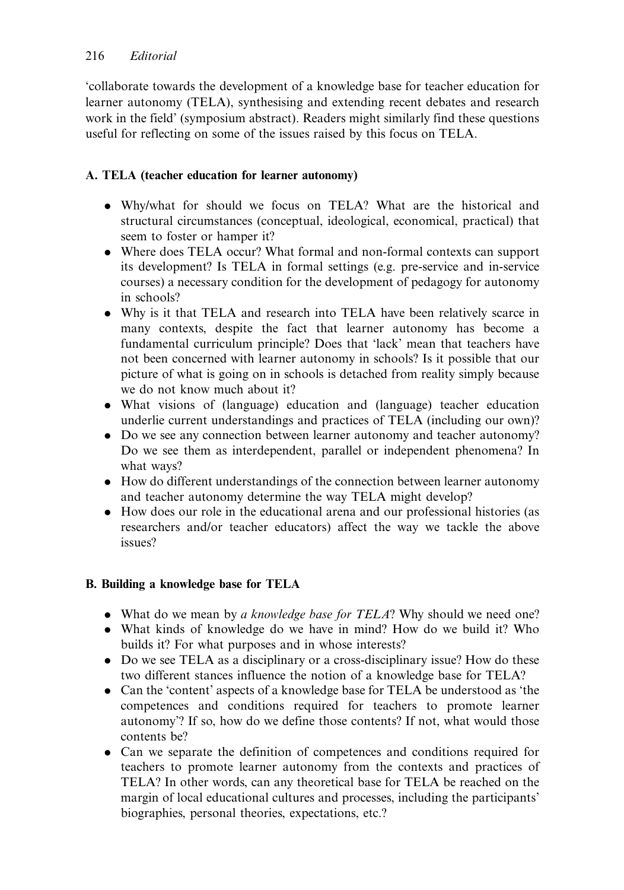'collaborate towards the development of a knowledge base for teacher education for learner autonomy (TELA), synthesising and extending recent debates and research work in the field' (symposium abstract). Readers might similarly find these questions useful for reflecting on some of the issues raised by this focus on TELA.

### A. TELA (teacher education for learner autonomy)

- Why/what for should we focus on TELA? What are the historical and structural circumstances (conceptual, ideological, economical, practical) that seem to foster or hamper it?
- Where does TELA occur? What formal and non-formal contexts can support its development? Is TELA in formal settings (e.g. pre-service and in-service courses) a necessary condition for the development of pedagogy for autonomy in schools?
- Why is it that TELA and research into TELA have been relatively scarce in many contexts, despite the fact that learner autonomy has become a fundamental curriculum principle? Does that 'lack' mean that teachers have not been concerned with learner autonomy in schools? Is it possible that our picture of what is going on in schools is detached from reality simply because we do not know much about it?
- What visions of (language) education and (language) teacher education underlie current understandings and practices of TELA (including our own)?
- Do we see any connection between learner autonomy and teacher autonomy? Do we see them as interdependent, parallel or independent phenomena? In what ways?
- How do different understandings of the connection between learner autonomy and teacher autonomy determine the way TELA might develop?
- How does our role in the educational arena and our professional histories (as researchers and/or teacher educators) affect the way we tackle the above issues?

### B. Building a knowledge base for TELA

- What do we mean by *a knowledge base for TELA*? Why should we need one?
- What kinds of knowledge do we have in mind? How do we build it? Who builds it? For what purposes and in whose interests?
- Do we see TELA as a disciplinary or a cross-disciplinary issue? How do these two different stances influence the notion of a knowledge base for TELA?
- Can the 'content' aspects of a knowledge base for TELA be understood as 'the competences and conditions required for teachers to promote learner autonomy'? If so, how do we define those contents? If not, what would those contents be?
- Can we separate the definition of competences and conditions required for teachers to promote learner autonomy from the contexts and practices of TELA? In other words, can any theoretical base for TELA be reached on the margin of local educational cultures and processes, including the participants' biographies, personal theories, expectations, etc.?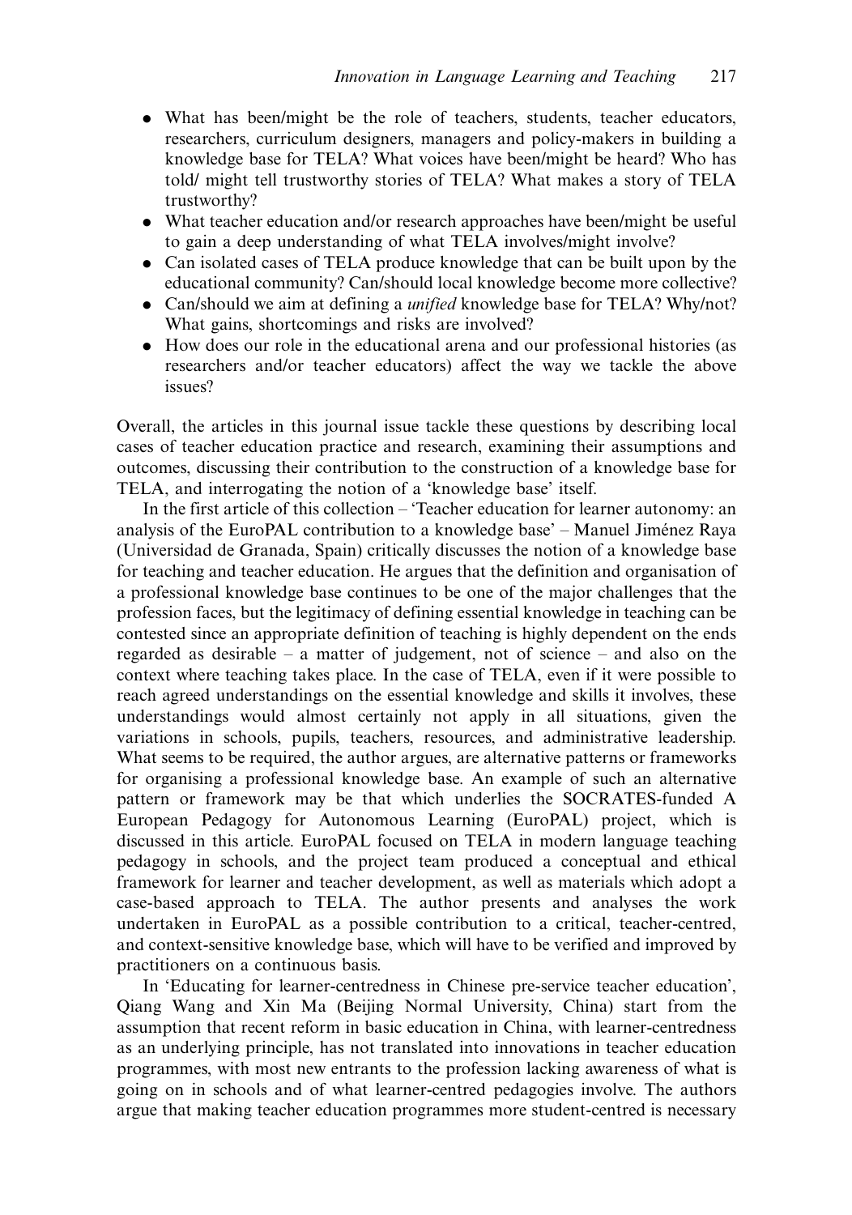- What has been/might be the role of teachers, students, teacher educators, researchers, curriculum designers, managers and policy-makers in building a knowledge base for TELA? What voices have been/might be heard? Who has told/ might tell trustworthy stories of TELA? What makes a story of TELA trustworthy?
- What teacher education and/or research approaches have been/might be useful to gain a deep understanding of what TELA involves/might involve?
- Can isolated cases of TELA produce knowledge that can be built upon by the educational community? Can/should local knowledge become more collective?
- Can/should we aim at defining a *unified* knowledge base for TELA? Why/not? What gains, shortcomings and risks are involved?
- How does our role in the educational arena and our professional histories (as researchers and/or teacher educators) affect the way we tackle the above issues?

Overall, the articles in this journal issue tackle these questions by describing local cases of teacher education practice and research, examining their assumptions and outcomes, discussing their contribution to the construction of a knowledge base for TELA, and interrogating the notion of a 'knowledge base' itself.

In the first article of this collection – 'Teacher education for learner autonomy: an analysis of the EuroPAL contribution to a knowledge base' – Manuel Jiménez Raya (Universidad de Granada, Spain) critically discusses the notion of a knowledge base for teaching and teacher education. He argues that the definition and organisation of a professional knowledge base continues to be one of the major challenges that the profession faces, but the legitimacy of defining essential knowledge in teaching can be contested since an appropriate definition of teaching is highly dependent on the ends regarded as desirable – a matter of judgement, not of science – and also on the context where teaching takes place. In the case of TELA, even if it were possible to reach agreed understandings on the essential knowledge and skills it involves, these understandings would almost certainly not apply in all situations, given the variations in schools, pupils, teachers, resources, and administrative leadership. What seems to be required, the author argues, are alternative patterns or frameworks for organising a professional knowledge base. An example of such an alternative pattern or framework may be that which underlies the SOCRATES-funded A European Pedagogy for Autonomous Learning (EuroPAL) project, which is discussed in this article. EuroPAL focused on TELA in modern language teaching pedagogy in schools, and the project team produced a conceptual and ethical framework for learner and teacher development, as well as materials which adopt a case-based approach to TELA. The author presents and analyses the work undertaken in EuroPAL as a possible contribution to a critical, teacher-centred, and context-sensitive knowledge base, which will have to be verified and improved by practitioners on a continuous basis.

In 'Educating for learner-centredness in Chinese pre-service teacher education', Qiang Wang and Xin Ma (Beijing Normal University, China) start from the assumption that recent reform in basic education in China, with learner-centredness as an underlying principle, has not translated into innovations in teacher education programmes, with most new entrants to the profession lacking awareness of what is going on in schools and of what learner-centred pedagogies involve. The authors argue that making teacher education programmes more student-centred is necessary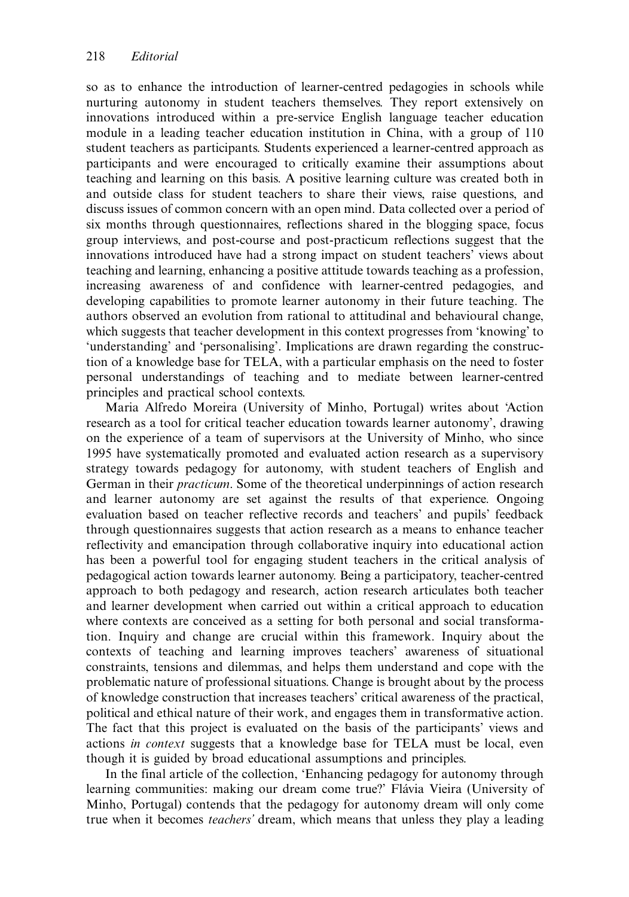so as to enhance the introduction of learner-centred pedagogies in schools while nurturing autonomy in student teachers themselves. They report extensively on innovations introduced within a pre-service English language teacher education module in a leading teacher education institution in China, with a group of 110 student teachers as participants. Students experienced a learner-centred approach as participants and were encouraged to critically examine their assumptions about teaching and learning on this basis. A positive learning culture was created both in and outside class for student teachers to share their views, raise questions, and discuss issues of common concern with an open mind. Data collected over a period of six months through questionnaires, reflections shared in the blogging space, focus group interviews, and post-course and post-practicum reflections suggest that the innovations introduced have had a strong impact on student teachers' views about teaching and learning, enhancing a positive attitude towards teaching as a profession, increasing awareness of and confidence with learner-centred pedagogies, and developing capabilities to promote learner autonomy in their future teaching. The authors observed an evolution from rational to attitudinal and behavioural change, which suggests that teacher development in this context progresses from 'knowing' to 'understanding' and 'personalising'. Implications are drawn regarding the construction of a knowledge base for TELA, with a particular emphasis on the need to foster personal understandings of teaching and to mediate between learner-centred principles and practical school contexts.

Maria Alfredo Moreira (University of Minho, Portugal) writes about 'Action research as a tool for critical teacher education towards learner autonomy', drawing on the experience of a team of supervisors at the University of Minho, who since 1995 have systematically promoted and evaluated action research as a supervisory strategy towards pedagogy for autonomy, with student teachers of English and German in their *practicum*. Some of the theoretical underpinnings of action research and learner autonomy are set against the results of that experience. Ongoing evaluation based on teacher reflective records and teachers' and pupils' feedback through questionnaires suggests that action research as a means to enhance teacher reflectivity and emancipation through collaborative inquiry into educational action has been a powerful tool for engaging student teachers in the critical analysis of pedagogical action towards learner autonomy. Being a participatory, teacher-centred approach to both pedagogy and research, action research articulates both teacher and learner development when carried out within a critical approach to education where contexts are conceived as a setting for both personal and social transformation. Inquiry and change are crucial within this framework. Inquiry about the contexts of teaching and learning improves teachers' awareness of situational constraints, tensions and dilemmas, and helps them understand and cope with the problematic nature of professional situations. Change is brought about by the process of knowledge construction that increases teachers' critical awareness of the practical, political and ethical nature of their work, and engages them in transformative action. The fact that this project is evaluated on the basis of the participants' views and actions *in context* suggests that a knowledge base for TELA must be local, even though it is guided by broad educational assumptions and principles.

In the final article of the collection, 'Enhancing pedagogy for autonomy through learning communities: making our dream come true?' Flávia Vieira (University of Minho, Portugal) contends that the pedagogy for autonomy dream will only come true when it becomes *teachers'* dream, which means that unless they play a leading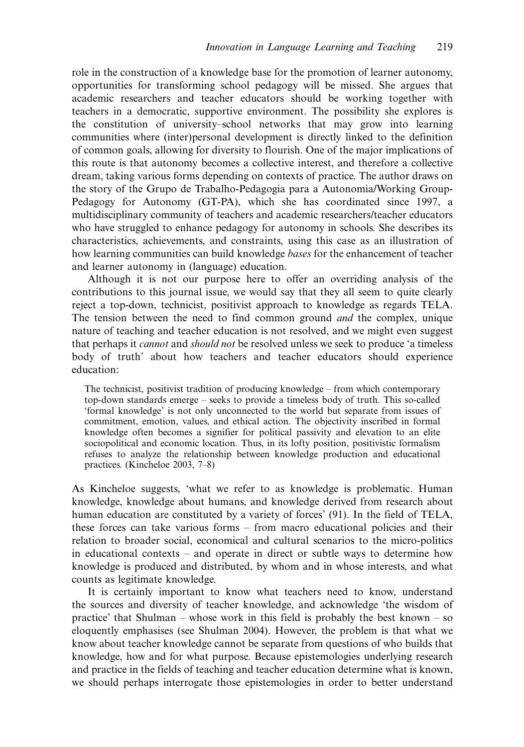role in the construction of a knowledge base for the promotion of learner autonomy, opportunities for transforming school pedagogy will be missed. She argues that academic researchers and teacher educators should be working together with teachers in a democratic, supportive environment. The possibility she explores is the constitution of university–school networks that may grow into learning communities where (inter)personal development is directly linked to the definition of common goals, allowing for diversity to flourish. One of the major implications of this route is that autonomy becomes a collective interest, and therefore a collective dream, taking various forms depending on contexts of practice. The author draws on the story of the Grupo de Trabalho-Pedagogia para a Autonomia/Working Group-Pedagogy for Autonomy (GT-PA), which she has coordinated since 1997, a multidisciplinary community of teachers and academic researchers/teacher educators who have struggled to enhance pedagogy for autonomy in schools. She describes its characteristics, achievements, and constraints, using this case as an illustration of how learning communities can build knowledge *bases* for the enhancement of teacher and learner autonomy in (language) education.

Although it is not our purpose here to offer an overriding analysis of the contributions to this journal issue, we would say that they all seem to quite clearly reject a top-down, technicist, positivist approach to knowledge as regards TELA. The tension between the need to find common ground *and* the complex, unique nature of teaching and teacher education is not resolved, and we might even suggest that perhaps it *cannot* and *should not* be resolved unless we seek to produce 'a timeless body of truth' about how teachers and teacher educators should experience education:

> The technicist, positivist tradition of producing knowledge – from which contemporary top-down standards emerge – seeks to provide a timeless body of truth. This so-called 'formal knowledge' is not only unconnected to the world but separate from issues of commitment, emotion, values, and ethical action. The objectivity inscribed in formal knowledge often becomes a signifier for political passivity and elevation to an elite sociopolitical and economic location. Thus, in its lofty position, positivistic formalism refuses to analyze the relationship between knowledge production and educational practices. (Kincheloe 2003, 7–8)

As Kincheloe suggests, 'what we refer to as knowledge is problematic. Human knowledge, knowledge about humans, and knowledge derived from research about human education are constituted by a variety of forces' (91). In the field of TELA, these forces can take various forms – from macro educational policies and their relation to broader social, economical and cultural scenarios to the micro-politics in educational contexts – and operate in direct or subtle ways to determine how knowledge is produced and distributed, by whom and in whose interests, and what counts as legitimate knowledge.

It is certainly important to know what teachers need to know, understand the sources and diversity of teacher knowledge, and acknowledge 'the wisdom of practice' that Shulman – whose work in this field is probably the best known – so eloquently emphasises (see Shulman 2004). However, the problem is that what we know about teacher knowledge cannot be separate from questions of who builds that knowledge, how and for what purpose. Because epistemologies underlying research and practice in the fields of teaching and teacher education determine what is known, we should perhaps interrogate those epistemologies in order to better understand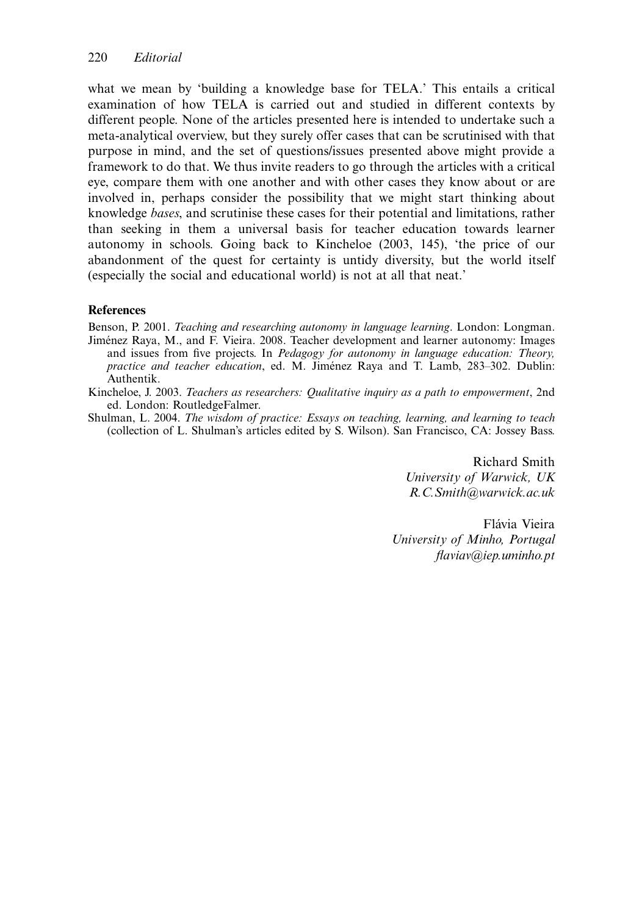what we mean by 'building a knowledge base for TELA.' This entails a critical examination of how TELA is carried out and studied in different contexts by different people. None of the articles presented here is intended to undertake such a meta-analytical overview, but they surely offer cases that can be scrutinised with that purpose in mind, and the set of questions/issues presented above might provide a framework to do that. We thus invite readers to go through the articles with a critical eye, compare them with one another and with other cases they know about or are involved in, perhaps consider the possibility that we might start thinking about knowledge *bases*, and scrutinise these cases for their potential and limitations, rather than seeking in them a universal basis for teacher education towards learner autonomy in schools. Going back to Kincheloe (2003, 145), 'the price of our abandonment of the quest for certainty is untidy diversity, but the world itself (especially the social and educational world) is not at all that neat.'

## References

Benson, P. 2001. *Teaching and researching autonomy in language learning*. London: Longman.

Jiménez Raya, M., and F. Vieira. 2008. Teacher development and learner autonomy: Images and issues from five projects. In *Pedagogy for autonomy in language education: Theory, practice and teacher education*, ed. M. Jiménez Raya and T. Lamb, 283–302. Dublin: Authentik.

Kincheloe, J. 2003. *Teachers as researchers: Qualitative inquiry as a path to empowerment*, 2nd ed. London: RoutledgeFalmer.

Shulman, L. 2004. *The wisdom of practice: Essays on teaching, learning, and learning to teach* (collection of L. Shulman's articles edited by S. Wilson). San Francisco, CA: Jossey Bass.

Richard Smith
*University of Warwick, UK*
*R.C.Smith@warwick.ac.uk*

Flávia Vieira
*University of Minho, Portugal*
*flaviav@iep.uminho.pt*